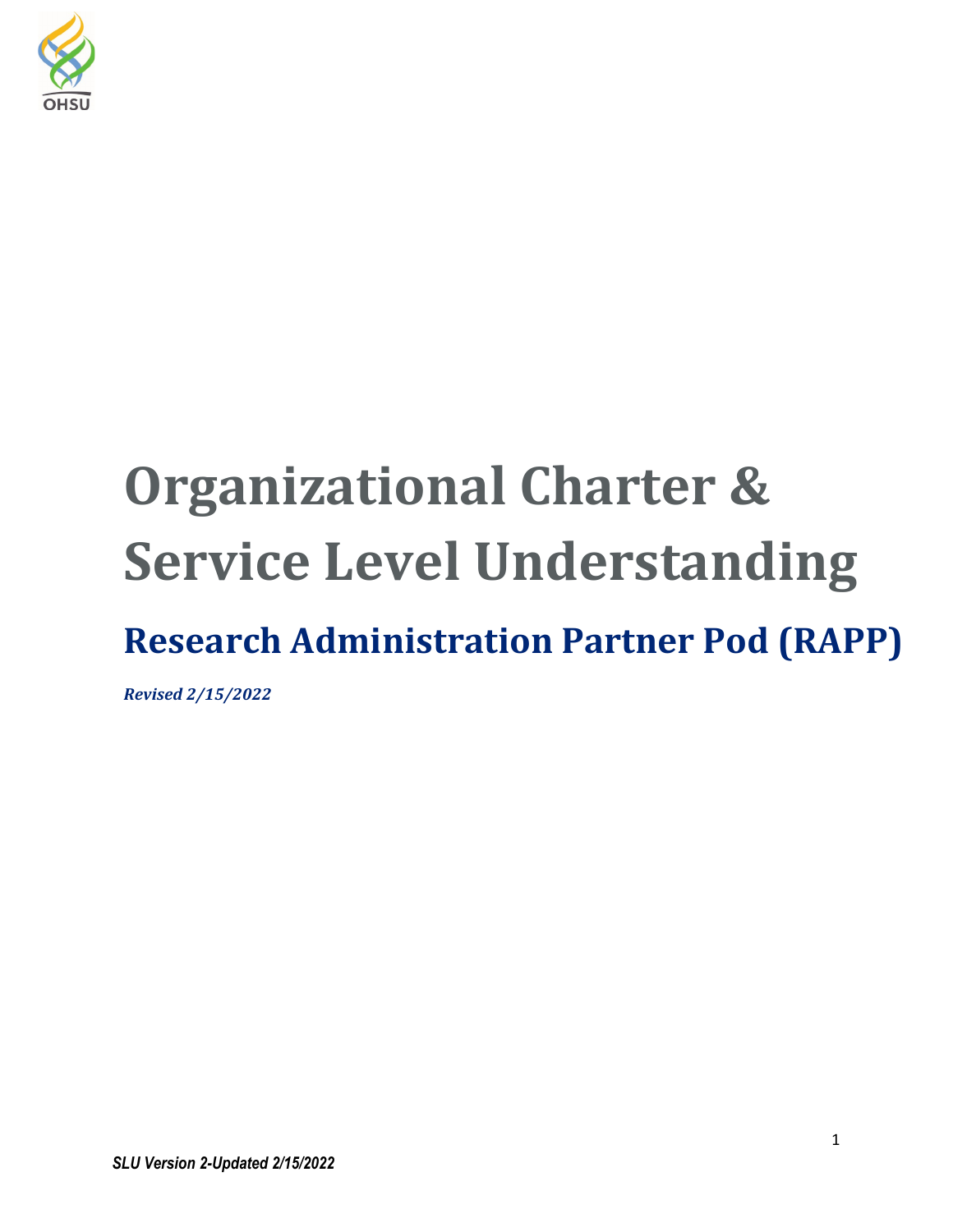# Organizational Charter & Service Level Understanding

## Research Administration Partner Pod (RAPP)

***Revised 2/15/2022***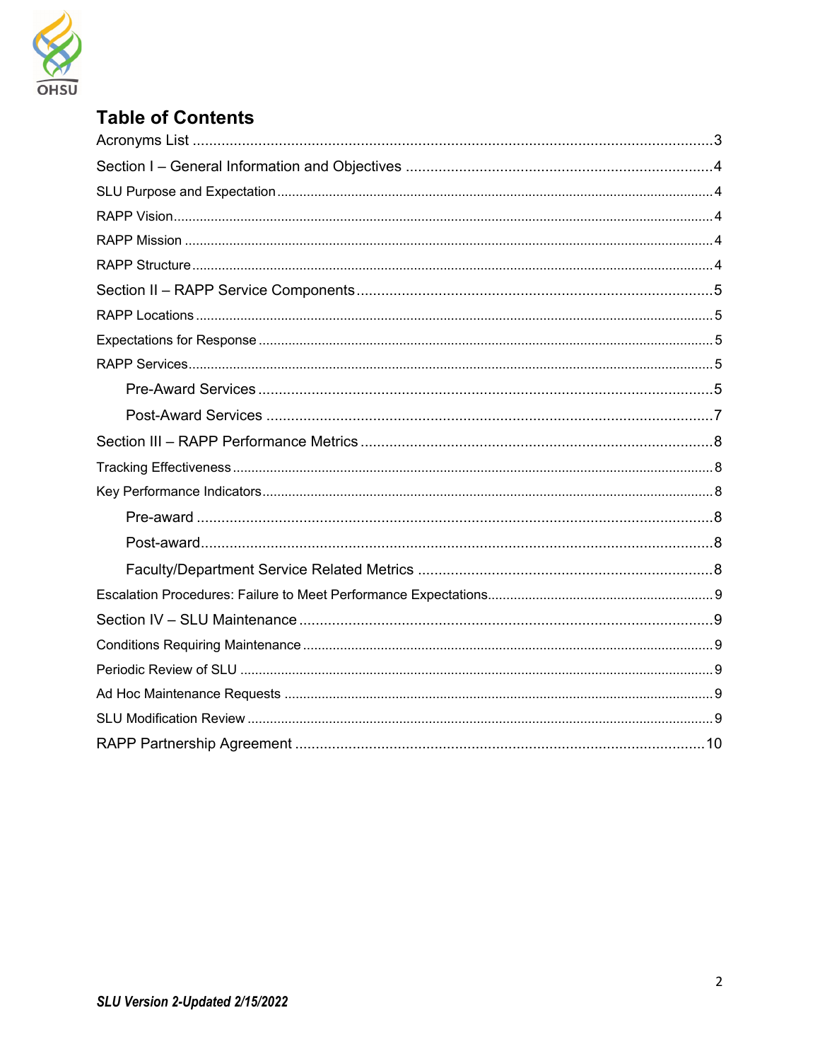# Table of Contents

Acronyms List .......... 3

Section I – General Information and Objectives .......... 4

SLU Purpose and Expectation .......... 4

RAPP Vision .......... 4

RAPP Mission .......... 4

RAPP Structure .......... 4

Section II – RAPP Service Components .......... 5

RAPP Locations .......... 5

Expectations for Response .......... 5

RAPP Services .......... 5

- Pre-Award Services .......... 5
- Post-Award Services .......... 7

Section III – RAPP Performance Metrics .......... 8

Tracking Effectiveness .......... 8

Key Performance Indicators .......... 8

- Pre-award .......... 8
- Post-award .......... 8
- Faculty/Department Service Related Metrics .......... 8

Escalation Procedures: Failure to Meet Performance Expectations .......... 9

Section IV – SLU Maintenance .......... 9

Conditions Requiring Maintenance .......... 9

Periodic Review of SLU .......... 9

Ad Hoc Maintenance Requests .......... 9

SLU Modification Review .......... 9

RAPP Partnership Agreement .......... 10

*SLU Version 2-Updated 2/15/2022*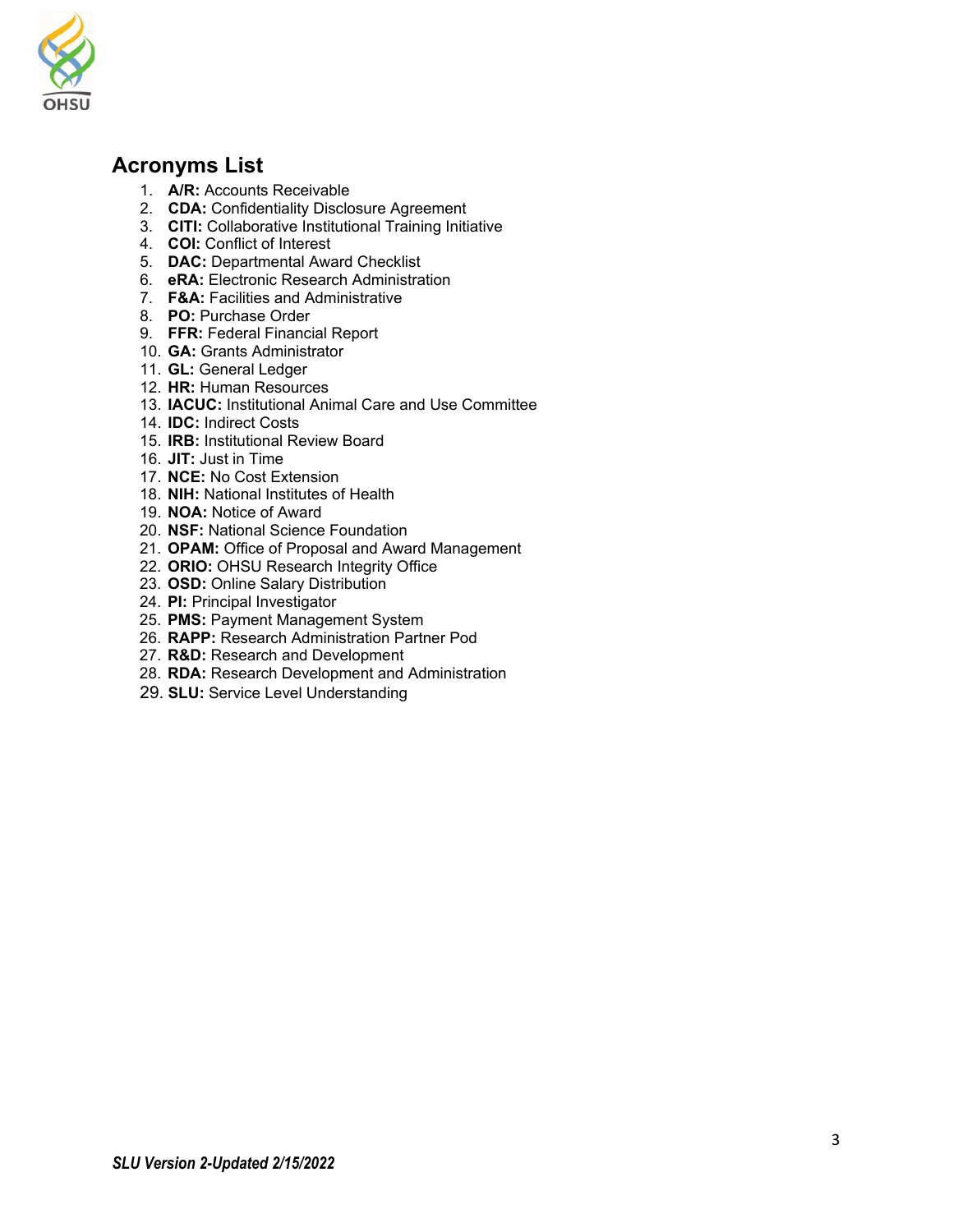## Acronyms List

1. **A/R:** Accounts Receivable
2. **CDA:** Confidentiality Disclosure Agreement
3. **CITI:** Collaborative Institutional Training Initiative
4. **COI:** Conflict of Interest
5. **DAC:** Departmental Award Checklist
6. **eRA:** Electronic Research Administration
7. **F&A:** Facilities and Administrative
8. **PO:** Purchase Order
9. **FFR:** Federal Financial Report
10. **GA:** Grants Administrator
11. **GL:** General Ledger
12. **HR:** Human Resources
13. **IACUC:** Institutional Animal Care and Use Committee
14. **IDC:** Indirect Costs
15. **IRB:** Institutional Review Board
16. **JIT:** Just in Time
17. **NCE:** No Cost Extension
18. **NIH:** National Institutes of Health
19. **NOA:** Notice of Award
20. **NSF:** National Science Foundation
21. **OPAM:** Office of Proposal and Award Management
22. **ORIO:** OHSU Research Integrity Office
23. **OSD:** Online Salary Distribution
24. **PI:** Principal Investigator
25. **PMS:** Payment Management System
26. **RAPP:** Research Administration Partner Pod
27. **R&D:** Research and Development
28. **RDA:** Research Development and Administration
29. **SLU:** Service Level Understanding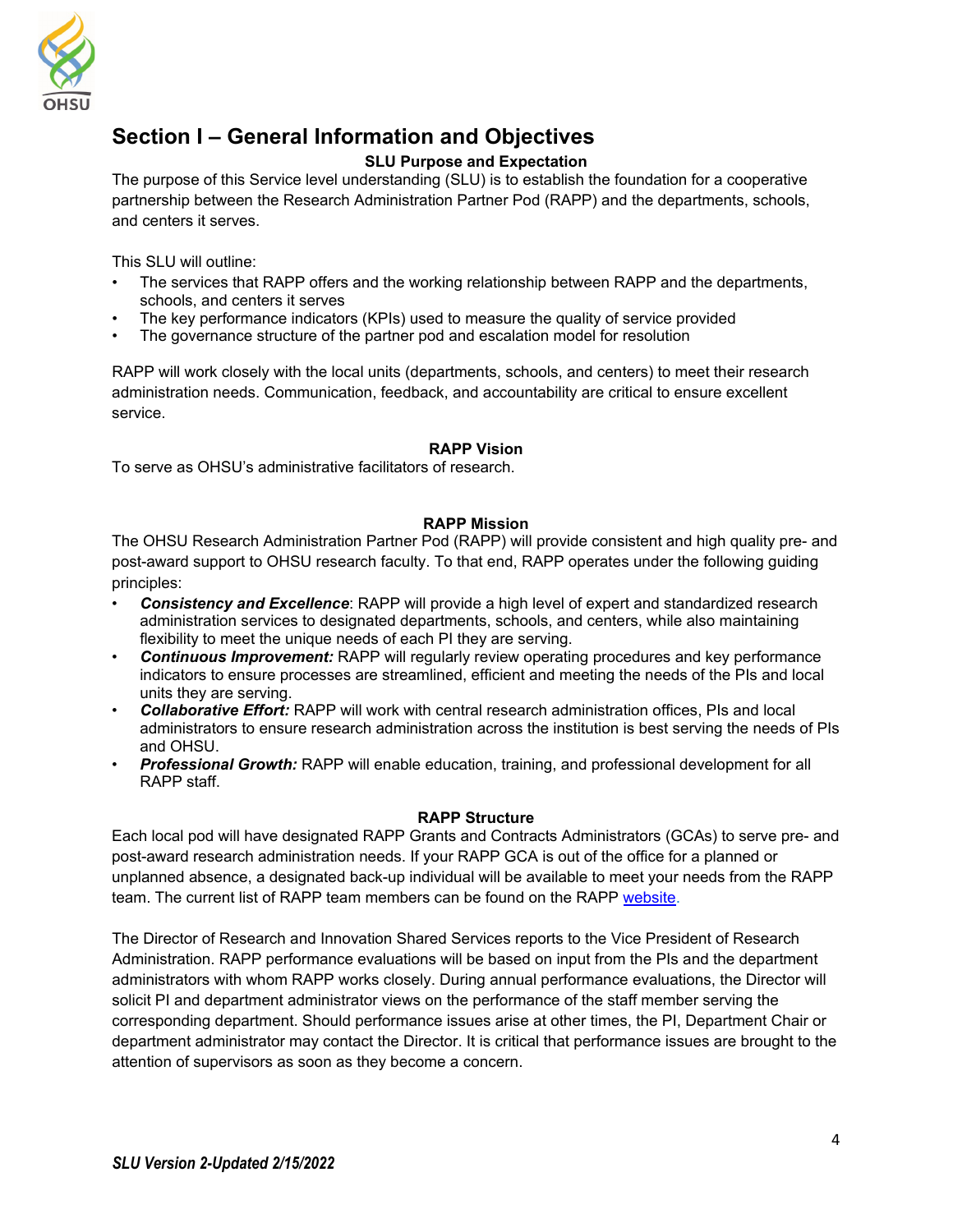# Section I – General Information and Objectives

### SLU Purpose and Expectation

The purpose of this Service level understanding (SLU) is to establish the foundation for a cooperative partnership between the Research Administration Partner Pod (RAPP) and the departments, schools, and centers it serves.

This SLU will outline:

- The services that RAPP offers and the working relationship between RAPP and the departments, schools, and centers it serves
- The key performance indicators (KPIs) used to measure the quality of service provided
- The governance structure of the partner pod and escalation model for resolution

RAPP will work closely with the local units (departments, schools, and centers) to meet their research administration needs. Communication, feedback, and accountability are critical to ensure excellent service.

### RAPP Vision

To serve as OHSU's administrative facilitators of research.

### RAPP Mission

The OHSU Research Administration Partner Pod (RAPP) will provide consistent and high quality pre- and post-award support to OHSU research faculty. To that end, RAPP operates under the following guiding principles:

- ***Consistency and Excellence***: RAPP will provide a high level of expert and standardized research administration services to designated departments, schools, and centers, while also maintaining flexibility to meet the unique needs of each PI they are serving.
- ***Continuous Improvement:*** RAPP will regularly review operating procedures and key performance indicators to ensure processes are streamlined, efficient and meeting the needs of the PIs and local units they are serving.
- ***Collaborative Effort:*** RAPP will work with central research administration offices, PIs and local administrators to ensure research administration across the institution is best serving the needs of PIs and OHSU.
- ***Professional Growth:*** RAPP will enable education, training, and professional development for all RAPP staff.

### RAPP Structure

Each local pod will have designated RAPP Grants and Contracts Administrators (GCAs) to serve pre- and post-award research administration needs. If your RAPP GCA is out of the office for a planned or unplanned absence, a designated back-up individual will be available to meet your needs from the RAPP team. The current list of RAPP team members can be found on the RAPP website.

The Director of Research and Innovation Shared Services reports to the Vice President of Research Administration. RAPP performance evaluations will be based on input from the PIs and the department administrators with whom RAPP works closely. During annual performance evaluations, the Director will solicit PI and department administrator views on the performance of the staff member serving the corresponding department. Should performance issues arise at other times, the PI, Department Chair or department administrator may contact the Director. It is critical that performance issues are brought to the attention of supervisors as soon as they become a concern.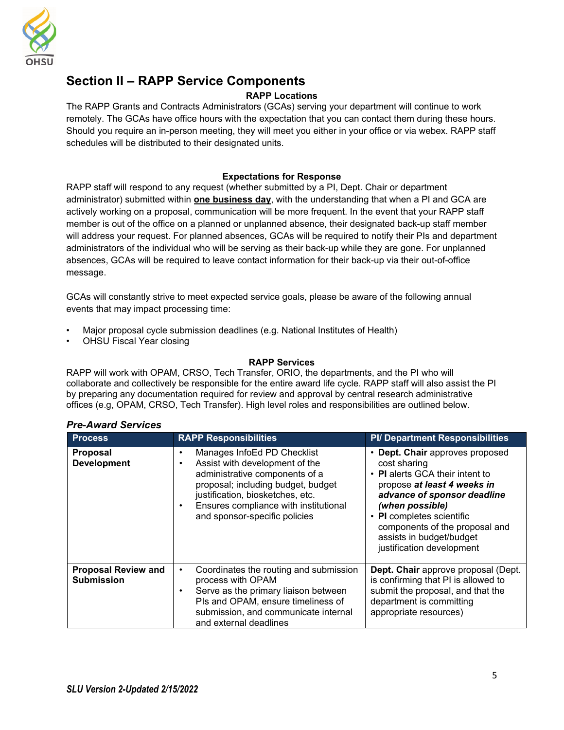## Section II – RAPP Service Components

### RAPP Locations

The RAPP Grants and Contracts Administrators (GCAs) serving your department will continue to work remotely. The GCAs have office hours with the expectation that you can contact them during these hours. Should you require an in-person meeting, they will meet you either in your office or via webex. RAPP staff schedules will be distributed to their designated units.

### Expectations for Response

RAPP staff will respond to any request (whether submitted by a PI, Dept. Chair or department administrator) submitted within **one business day**, with the understanding that when a PI and GCA are actively working on a proposal, communication will be more frequent. In the event that your RAPP staff member is out of the office on a planned or unplanned absence, their designated back-up staff member will address your request. For planned absences, GCAs will be required to notify their PIs and department administrators of the individual who will be serving as their back-up while they are gone. For unplanned absences, GCAs will be required to leave contact information for their back-up via their out-of-office message.

GCAs will constantly strive to meet expected service goals, please be aware of the following annual events that may impact processing time:

- Major proposal cycle submission deadlines (e.g. National Institutes of Health)
- OHSU Fiscal Year closing

### RAPP Services

RAPP will work with OPAM, CRSO, Tech Transfer, ORIO, the departments, and the PI who will collaborate and collectively be responsible for the entire award life cycle. RAPP staff will also assist the PI by preparing any documentation required for review and approval by central research administrative offices (e.g, OPAM, CRSO, Tech Transfer). High level roles and responsibilities are outlined below.

***Pre-Award Services***

| Process | RAPP Responsibilities | PI/ Department Responsibilities |
|---|---|---|
| **Proposal Development** | • Manages InfoEd PD Checklist<br>• Assist with development of the administrative components of a proposal; including budget, budget justification, biosketches, etc.<br>• Ensures compliance with institutional and sponsor-specific policies | • **Dept. Chair** approves proposed cost sharing<br>• **PI** alerts GCA their intent to propose ***at least 4 weeks in advance of sponsor deadline (when possible)***<br>• **PI** completes scientific components of the proposal and assists in budget/budget justification development |
| **Proposal Review and Submission** | • Coordinates the routing and submission process with OPAM<br>• Serve as the primary liaison between PIs and OPAM, ensure timeliness of submission, and communicate internal and external deadlines | **Dept. Chair** approve proposal (Dept. is confirming that PI is allowed to submit the proposal, and that the department is committing appropriate resources) |

*SLU Version 2-Updated 2/15/2022*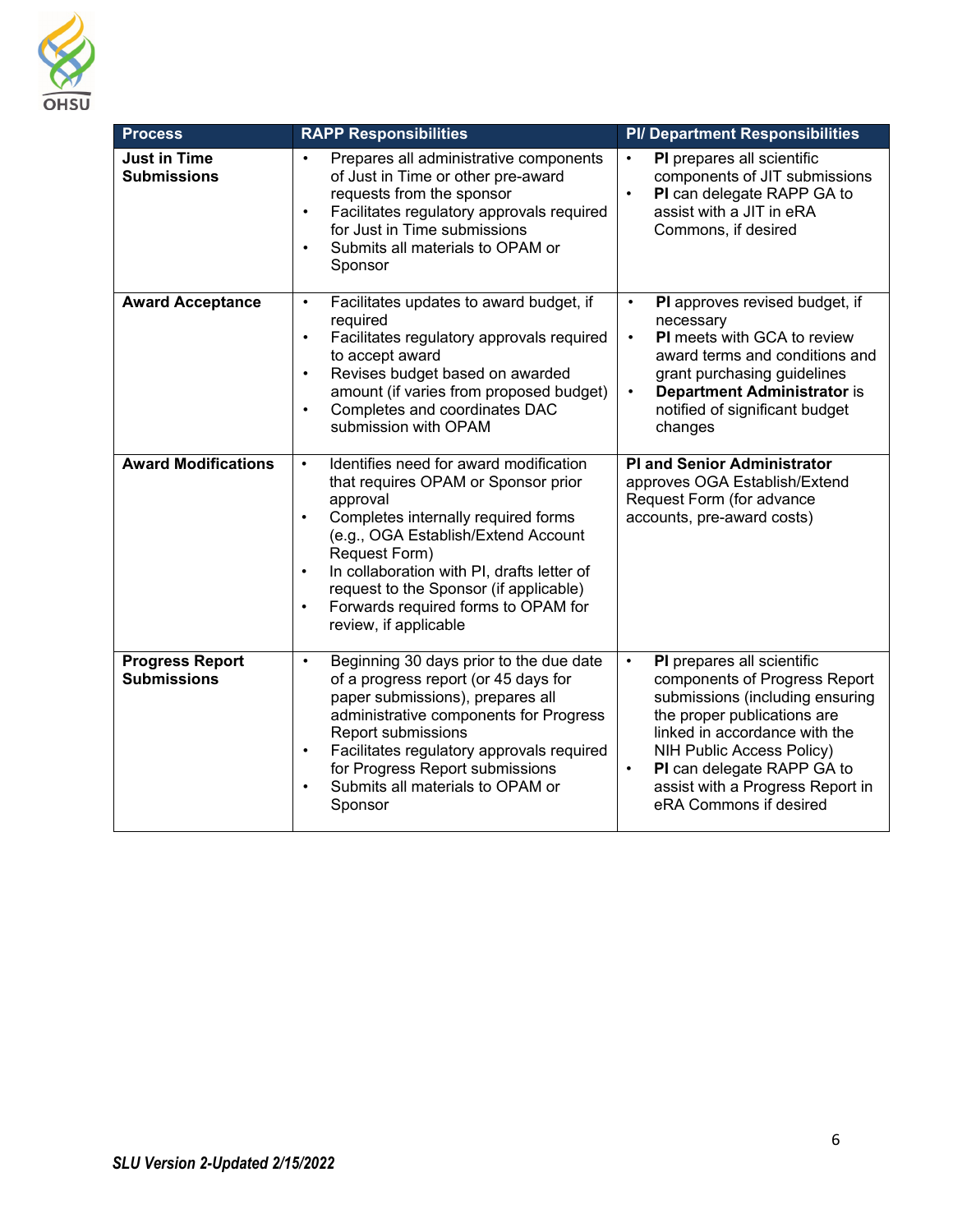| Process | RAPP Responsibilities | PI/ Department Responsibilities |
|---|---|---|
| **Just in Time Submissions** | • Prepares all administrative components of Just in Time or other pre-award requests from the sponsor<br>• Facilitates regulatory approvals required for Just in Time submissions<br>• Submits all materials to OPAM or Sponsor | • **PI** prepares all scientific components of JIT submissions<br>• **PI** can delegate RAPP GA to assist with a JIT in eRA Commons, if desired |
| **Award Acceptance** | • Facilitates updates to award budget, if required<br>• Facilitates regulatory approvals required to accept award<br>• Revises budget based on awarded amount (if varies from proposed budget)<br>• Completes and coordinates DAC submission with OPAM | • **PI** approves revised budget, if necessary<br>• **PI** meets with GCA to review award terms and conditions and grant purchasing guidelines<br>• **Department Administrator** is notified of significant budget changes |
| **Award Modifications** | • Identifies need for award modification that requires OPAM or Sponsor prior approval<br>• Completes internally required forms (e.g., OGA Establish/Extend Account Request Form)<br>• In collaboration with PI, drafts letter of request to the Sponsor (if applicable)<br>• Forwards required forms to OPAM for review, if applicable | **PI and Senior Administrator** approves OGA Establish/Extend Request Form (for advance accounts, pre-award costs) |
| **Progress Report Submissions** | • Beginning 30 days prior to the due date of a progress report (or 45 days for paper submissions), prepares all administrative components for Progress Report submissions<br>• Facilitates regulatory approvals required for Progress Report submissions<br>• Submits all materials to OPAM or Sponsor | • **PI** prepares all scientific components of Progress Report submissions (including ensuring the proper publications are linked in accordance with the NIH Public Access Policy)<br>• **PI** can delegate RAPP GA to assist with a Progress Report in eRA Commons if desired |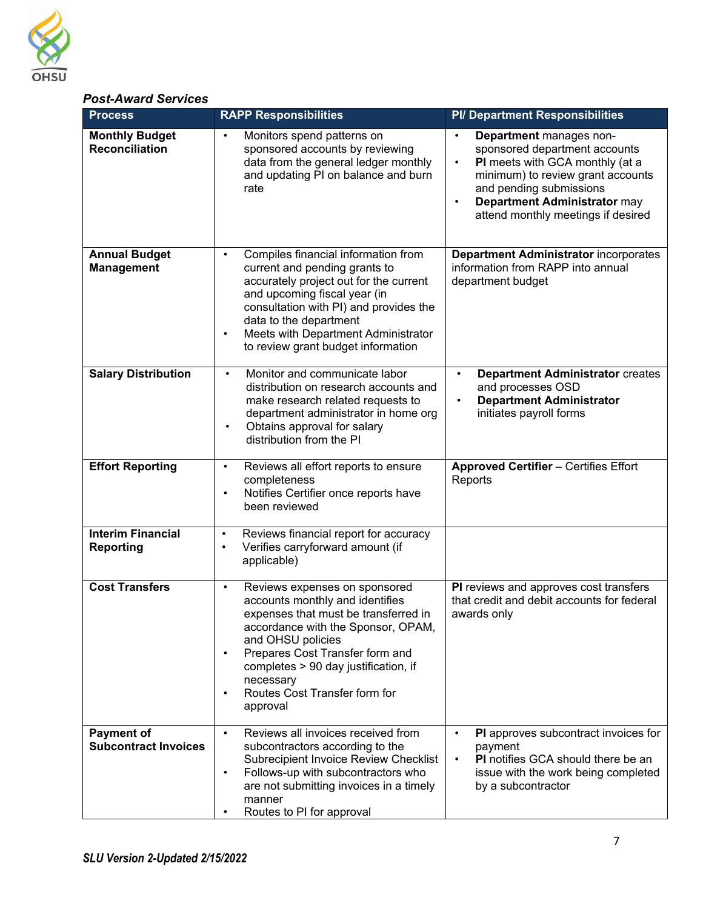***Post-Award Services***

| Process | RAPP Responsibilities | PI/ Department Responsibilities |
|---|---|---|
| **Monthly Budget Reconciliation** | • Monitors spend patterns on sponsored accounts by reviewing data from the general ledger monthly and updating PI on balance and burn rate | • **Department** manages non-sponsored department accounts<br>• **PI** meets with GCA monthly (at a minimum) to review grant accounts and pending submissions<br>• **Department Administrator** may attend monthly meetings if desired |
| **Annual Budget Management** | • Compiles financial information from current and pending grants to accurately project out for the current and upcoming fiscal year (in consultation with PI) and provides the data to the department<br>• Meets with Department Administrator to review grant budget information | **Department Administrator** incorporates information from RAPP into annual department budget |
| **Salary Distribution** | • Monitor and communicate labor distribution on research accounts and make research related requests to department administrator in home org<br>• Obtains approval for salary distribution from the PI | • **Department Administrator** creates and processes OSD<br>• **Department Administrator** initiates payroll forms |
| **Effort Reporting** | • Reviews all effort reports to ensure completeness<br>• Notifies Certifier once reports have been reviewed | **Approved Certifier** – Certifies Effort Reports |
| **Interim Financial Reporting** | • Reviews financial report for accuracy<br>• Verifies carryforward amount (if applicable) | |
| **Cost Transfers** | • Reviews expenses on sponsored accounts monthly and identifies expenses that must be transferred in accordance with the Sponsor, OPAM, and OHSU policies<br>• Prepares Cost Transfer form and completes > 90 day justification, if necessary<br>• Routes Cost Transfer form for approval | **PI** reviews and approves cost transfers that credit and debit accounts for federal awards only |
| **Payment of Subcontract Invoices** | • Reviews all invoices received from subcontractors according to the Subrecipient Invoice Review Checklist<br>• Follows-up with subcontractors who are not submitting invoices in a timely manner<br>• Routes to PI for approval | • **PI** approves subcontract invoices for payment<br>• **PI** notifies GCA should there be an issue with the work being completed by a subcontractor |

*SLU Version 2-Updated 2/15/2022*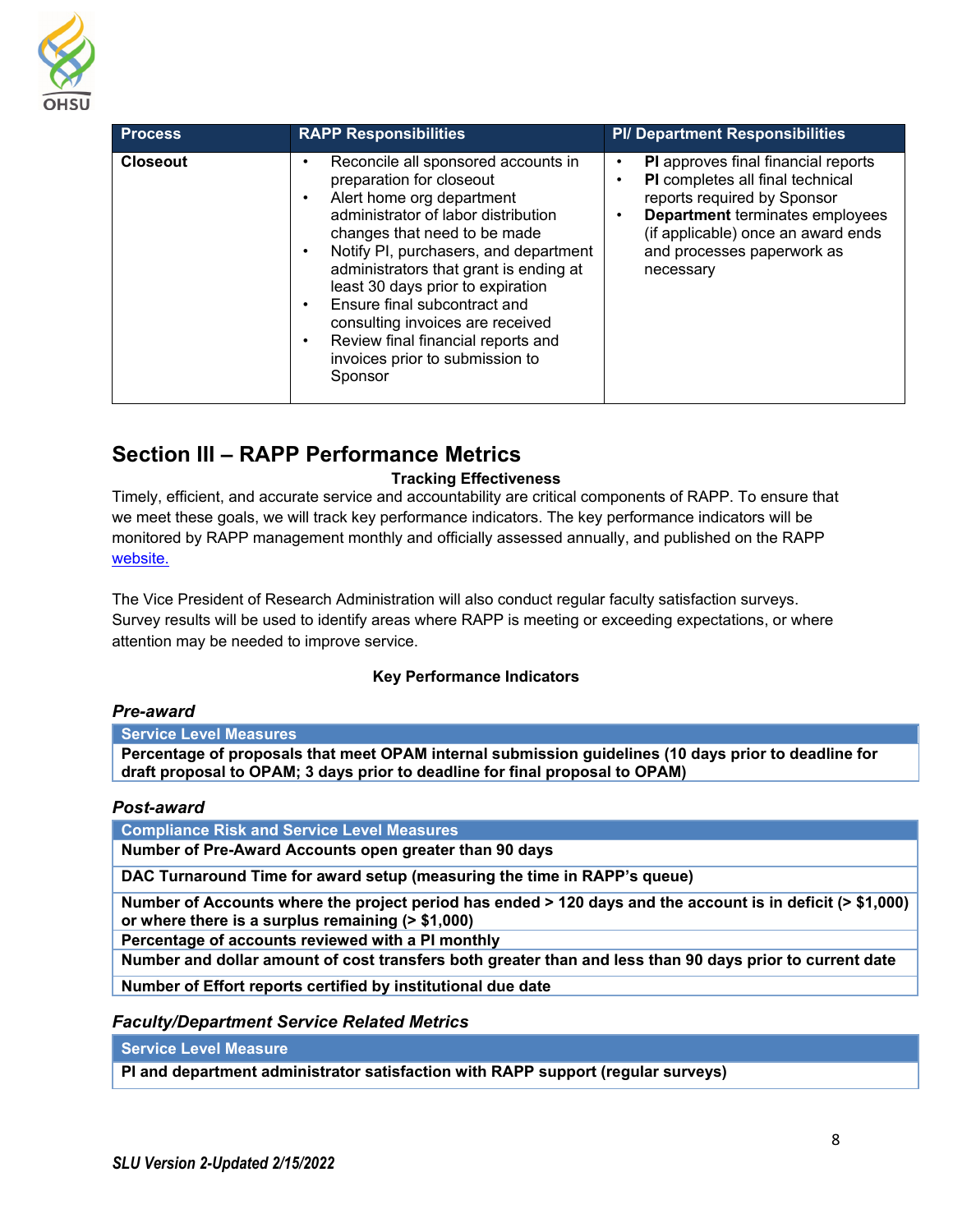| Process | RAPP Responsibilities | PI/ Department Responsibilities |
|---|---|---|
| **Closeout** | • Reconcile all sponsored accounts in preparation for closeout<br>• Alert home org department administrator of labor distribution changes that need to be made<br>• Notify PI, purchasers, and department administrators that grant is ending at least 30 days prior to expiration<br>• Ensure final subcontract and consulting invoices are received<br>• Review final financial reports and invoices prior to submission to Sponsor | • **PI** approves final financial reports<br>• **PI** completes all final technical reports required by Sponsor<br>• **Department** terminates employees (if applicable) once an award ends and processes paperwork as necessary |

## Section III – RAPP Performance Metrics

**Tracking Effectiveness**

Timely, efficient, and accurate service and accountability are critical components of RAPP. To ensure that we meet these goals, we will track key performance indicators. The key performance indicators will be monitored by RAPP management monthly and officially assessed annually, and published on the RAPP website.

The Vice President of Research Administration will also conduct regular faculty satisfaction surveys. Survey results will be used to identify areas where RAPP is meeting or exceeding expectations, or where attention may be needed to improve service.

**Key Performance Indicators**

***Pre-award***

| Service Level Measures |
|---|
| **Percentage of proposals that meet OPAM internal submission guidelines (10 days prior to deadline for draft proposal to OPAM; 3 days prior to deadline for final proposal to OPAM)** |

***Post-award***

| Compliance Risk and Service Level Measures |
|---|
| **Number of Pre-Award Accounts open greater than 90 days** |
| **DAC Turnaround Time for award setup (measuring the time in RAPP's queue)** |
| **Number of Accounts where the project period has ended > 120 days and the account is in deficit (> $1,000) or where there is a surplus remaining (> $1,000)** |
| **Percentage of accounts reviewed with a PI monthly** |
| **Number and dollar amount of cost transfers both greater than and less than 90 days prior to current date** |
| **Number of Effort reports certified by institutional due date** |

***Faculty/Department Service Related Metrics***

| Service Level Measure |
|---|
| **PI and department administrator satisfaction with RAPP support (regular surveys)** |

***SLU Version 2-Updated 2/15/2022***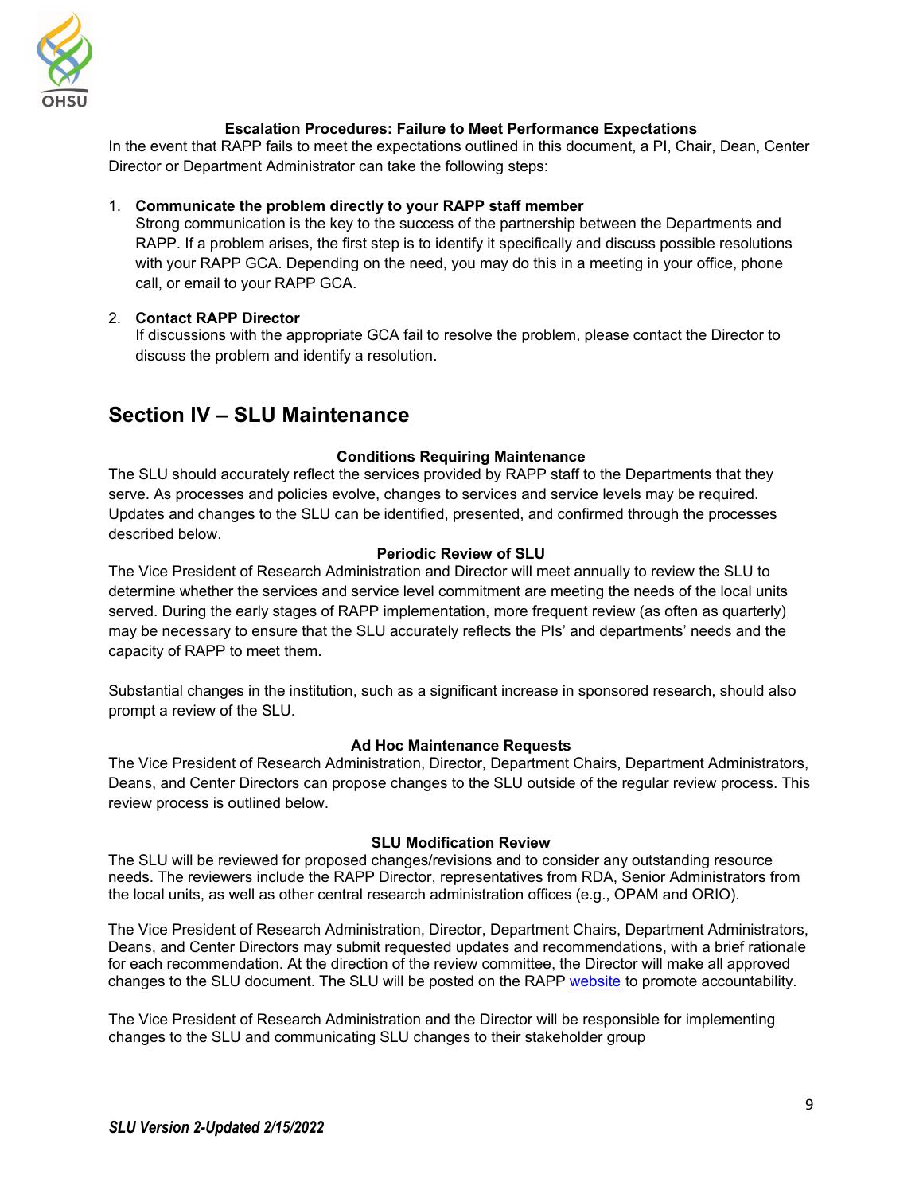**Escalation Procedures: Failure to Meet Performance Expectations**

In the event that RAPP fails to meet the expectations outlined in this document, a PI, Chair, Dean, Center Director or Department Administrator can take the following steps:

1. **Communicate the problem directly to your RAPP staff member**
   Strong communication is the key to the success of the partnership between the Departments and RAPP. If a problem arises, the first step is to identify it specifically and discuss possible resolutions with your RAPP GCA. Depending on the need, you may do this in a meeting in your office, phone call, or email to your RAPP GCA.

2. **Contact RAPP Director**
   If discussions with the appropriate GCA fail to resolve the problem, please contact the Director to discuss the problem and identify a resolution.

## Section IV – SLU Maintenance

**Conditions Requiring Maintenance**

The SLU should accurately reflect the services provided by RAPP staff to the Departments that they serve. As processes and policies evolve, changes to services and service levels may be required. Updates and changes to the SLU can be identified, presented, and confirmed through the processes described below.

**Periodic Review of SLU**

The Vice President of Research Administration and Director will meet annually to review the SLU to determine whether the services and service level commitment are meeting the needs of the local units served. During the early stages of RAPP implementation, more frequent review (as often as quarterly) may be necessary to ensure that the SLU accurately reflects the PIs' and departments' needs and the capacity of RAPP to meet them.

Substantial changes in the institution, such as a significant increase in sponsored research, should also prompt a review of the SLU.

**Ad Hoc Maintenance Requests**

The Vice President of Research Administration, Director, Department Chairs, Department Administrators, Deans, and Center Directors can propose changes to the SLU outside of the regular review process. This review process is outlined below.

**SLU Modification Review**

The SLU will be reviewed for proposed changes/revisions and to consider any outstanding resource needs. The reviewers include the RAPP Director, representatives from RDA, Senior Administrators from the local units, as well as other central research administration offices (e.g., OPAM and ORIO).

The Vice President of Research Administration, Director, Department Chairs, Department Administrators, Deans, and Center Directors may submit requested updates and recommendations, with a brief rationale for each recommendation. At the direction of the review committee, the Director will make all approved changes to the SLU document. The SLU will be posted on the RAPP website to promote accountability.

The Vice President of Research Administration and the Director will be responsible for implementing changes to the SLU and communicating SLU changes to their stakeholder group

*SLU Version 2-Updated 2/15/2022*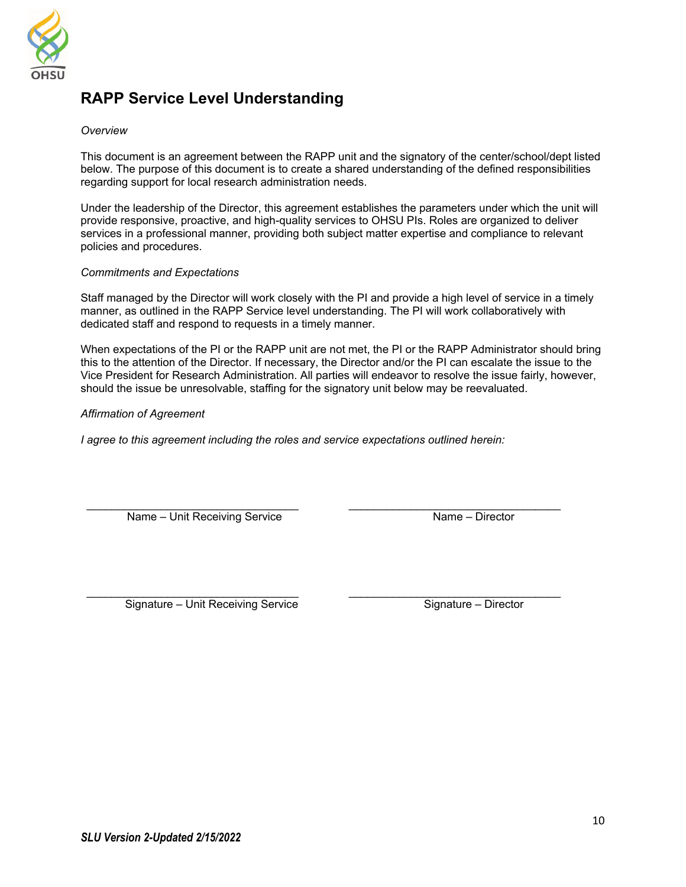# RAPP Service Level Understanding

*Overview*

This document is an agreement between the RAPP unit and the signatory of the center/school/dept listed below. The purpose of this document is to create a shared understanding of the defined responsibilities regarding support for local research administration needs.

Under the leadership of the Director, this agreement establishes the parameters under which the unit will provide responsive, proactive, and high-quality services to OHSU PIs. Roles are organized to deliver services in a professional manner, providing both subject matter expertise and compliance to relevant policies and procedures.

*Commitments and Expectations*

Staff managed by the Director will work closely with the PI and provide a high level of service in a timely manner, as outlined in the RAPP Service level understanding. The PI will work collaboratively with dedicated staff and respond to requests in a timely manner.

When expectations of the PI or the RAPP unit are not met, the PI or the RAPP Administrator should bring this to the attention of the Director. If necessary, the Director and/or the PI can escalate the issue to the Vice President for Research Administration. All parties will endeavor to resolve the issue fairly, however, should the issue be unresolvable, staffing for the signatory unit below may be reevaluated.

*Affirmation of Agreement*

*I agree to this agreement including the roles and service expectations outlined herein:*

| | |
|---|---|
| ________________________________ | ________________________________ |
| Name – Unit Receiving Service | Name – Director |
| ________________________________ | ________________________________ |
| Signature – Unit Receiving Service | Signature – Director |

***SLU Version 2-Updated 2/15/2022***